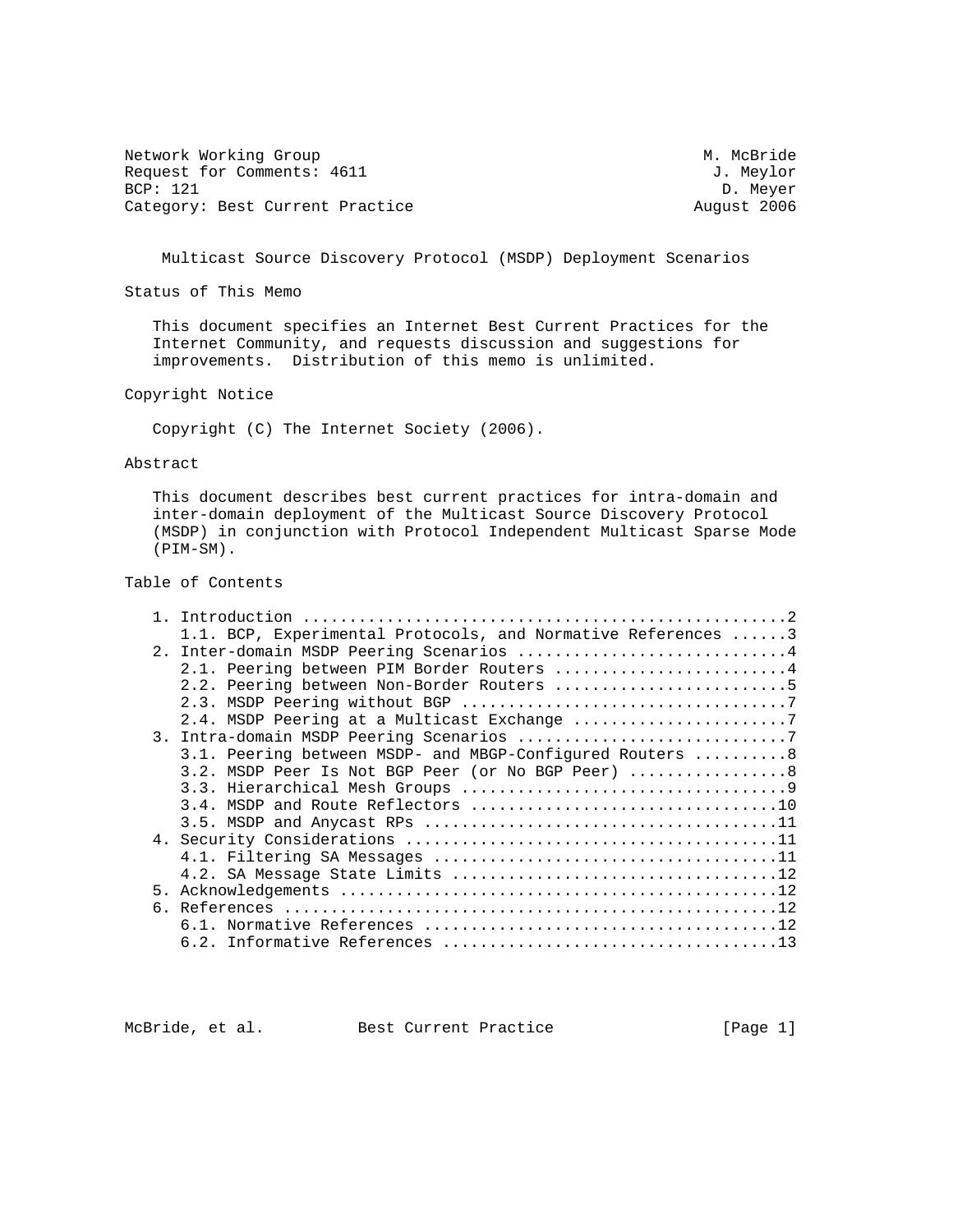Network Working Group M. McBride
Request for Comments: 4611 J. Meylor
BCP: 121 D. Meyer
Category: Best Current Practice August 2006

# Multicast Source Discovery Protocol (MSDP) Deployment Scenarios

## Status of This Memo

This document specifies an Internet Best Current Practices for the Internet Community, and requests discussion and suggestions for improvements. Distribution of this memo is unlimited.

## Copyright Notice

Copyright (C) The Internet Society (2006).

## Abstract

This document describes best current practices for intra-domain and inter-domain deployment of the Multicast Source Discovery Protocol (MSDP) in conjunction with Protocol Independent Multicast Sparse Mode (PIM-SM).

## Table of Contents

1. Introduction ....................................................2
   1.1. BCP, Experimental Protocols, and Normative References ......3
2. Inter-domain MSDP Peering Scenarios .............................4
   2.1. Peering between PIM Border Routers .........................4
   2.2. Peering between Non-Border Routers .........................5
   2.3. MSDP Peering without BGP ...................................7
   2.4. MSDP Peering at a Multicast Exchange .......................7
3. Intra-domain MSDP Peering Scenarios .............................7
   3.1. Peering between MSDP- and MBGP-Configured Routers ..........8
   3.2. MSDP Peer Is Not BGP Peer (or No BGP Peer) .................8
   3.3. Hierarchical Mesh Groups ...................................9
   3.4. MSDP and Route Reflectors .................................10
   3.5. MSDP and Anycast RPs ......................................11
4. Security Considerations ........................................11
   4.1. Filtering SA Messages .....................................11
   4.2. SA Message State Limits ...................................12
5. Acknowledgements ...............................................12
6. References .....................................................12
   6.1. Normative References ......................................12
   6.2. Informative References ....................................13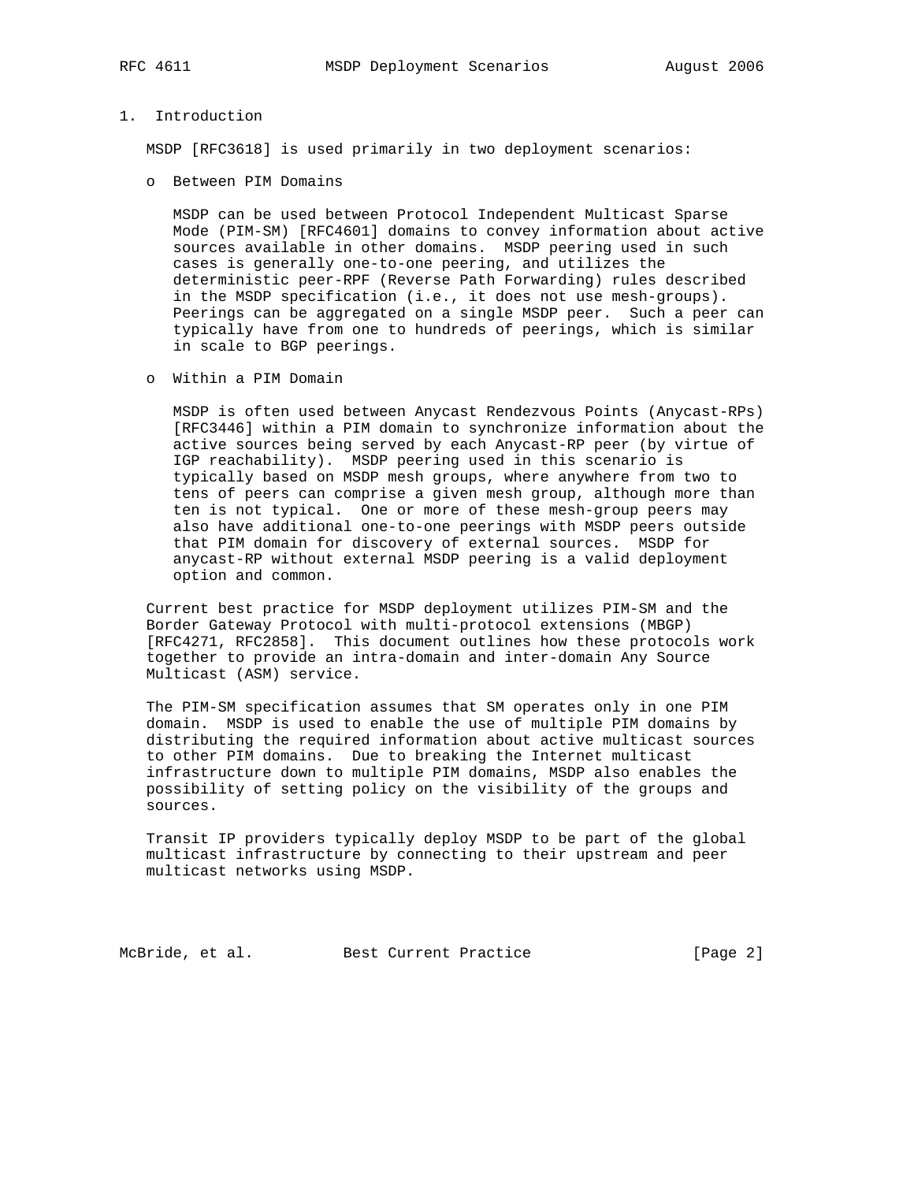## 1. Introduction

MSDP [RFC3618] is used primarily in two deployment scenarios:

- Between PIM Domains

  MSDP can be used between Protocol Independent Multicast Sparse Mode (PIM-SM) [RFC4601] domains to convey information about active sources available in other domains. MSDP peering used in such cases is generally one-to-one peering, and utilizes the deterministic peer-RPF (Reverse Path Forwarding) rules described in the MSDP specification (i.e., it does not use mesh-groups). Peerings can be aggregated on a single MSDP peer. Such a peer can typically have from one to hundreds of peerings, which is similar in scale to BGP peerings.

- Within a PIM Domain

  MSDP is often used between Anycast Rendezvous Points (Anycast-RPs) [RFC3446] within a PIM domain to synchronize information about the active sources being served by each Anycast-RP peer (by virtue of IGP reachability). MSDP peering used in this scenario is typically based on MSDP mesh groups, where anywhere from two to tens of peers can comprise a given mesh group, although more than ten is not typical. One or more of these mesh-group peers may also have additional one-to-one peerings with MSDP peers outside that PIM domain for discovery of external sources. MSDP for anycast-RP without external MSDP peering is a valid deployment option and common.

Current best practice for MSDP deployment utilizes PIM-SM and the Border Gateway Protocol with multi-protocol extensions (MBGP) [RFC4271, RFC2858]. This document outlines how these protocols work together to provide an intra-domain and inter-domain Any Source Multicast (ASM) service.

The PIM-SM specification assumes that SM operates only in one PIM domain. MSDP is used to enable the use of multiple PIM domains by distributing the required information about active multicast sources to other PIM domains. Due to breaking the Internet multicast infrastructure down to multiple PIM domains, MSDP also enables the possibility of setting policy on the visibility of the groups and sources.

Transit IP providers typically deploy MSDP to be part of the global multicast infrastructure by connecting to their upstream and peer multicast networks using MSDP.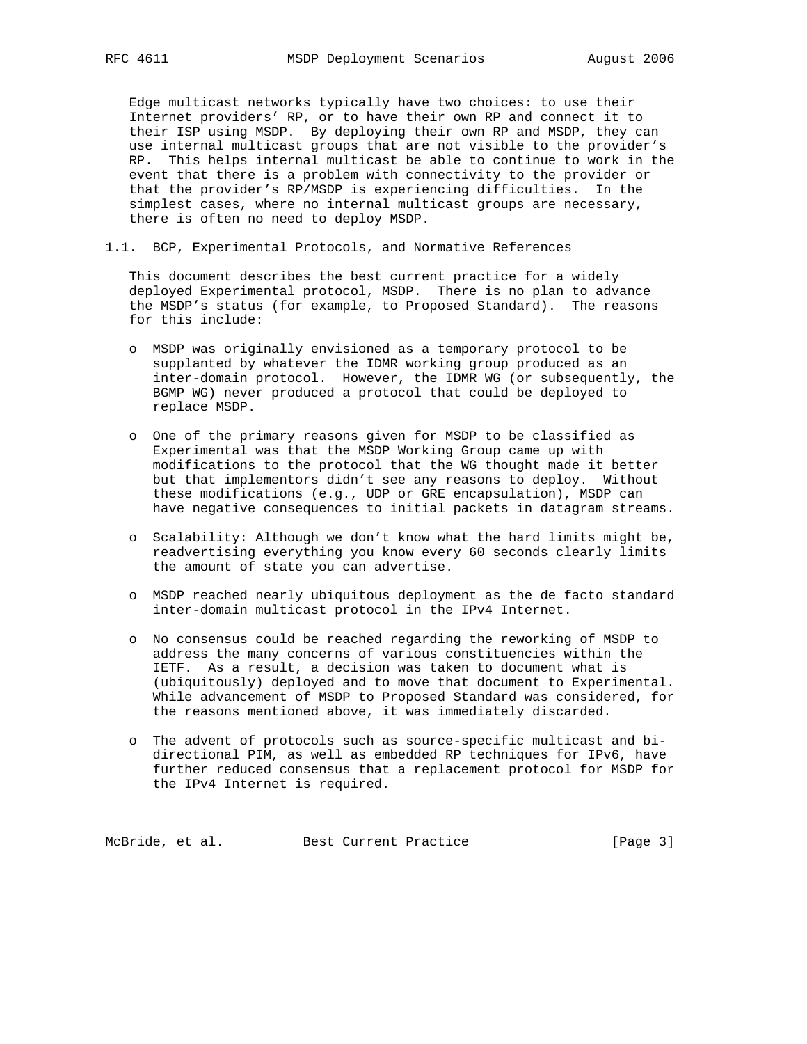Edge multicast networks typically have two choices: to use their Internet providers' RP, or to have their own RP and connect it to their ISP using MSDP. By deploying their own RP and MSDP, they can use internal multicast groups that are not visible to the provider's RP. This helps internal multicast be able to continue to work in the event that there is a problem with connectivity to the provider or that the provider's RP/MSDP is experiencing difficulties. In the simplest cases, where no internal multicast groups are necessary, there is often no need to deploy MSDP.

### 1.1. BCP, Experimental Protocols, and Normative References

This document describes the best current practice for a widely deployed Experimental protocol, MSDP. There is no plan to advance the MSDP's status (for example, to Proposed Standard). The reasons for this include:

- MSDP was originally envisioned as a temporary protocol to be supplanted by whatever the IDMR working group produced as an inter-domain protocol. However, the IDMR WG (or subsequently, the BGMP WG) never produced a protocol that could be deployed to replace MSDP.

- One of the primary reasons given for MSDP to be classified as Experimental was that the MSDP Working Group came up with modifications to the protocol that the WG thought made it better but that implementors didn't see any reasons to deploy. Without these modifications (e.g., UDP or GRE encapsulation), MSDP can have negative consequences to initial packets in datagram streams.

- Scalability: Although we don't know what the hard limits might be, readvertising everything you know every 60 seconds clearly limits the amount of state you can advertise.

- MSDP reached nearly ubiquitous deployment as the de facto standard inter-domain multicast protocol in the IPv4 Internet.

- No consensus could be reached regarding the reworking of MSDP to address the many concerns of various constituencies within the IETF. As a result, a decision was taken to document what is (ubiquitously) deployed and to move that document to Experimental. While advancement of MSDP to Proposed Standard was considered, for the reasons mentioned above, it was immediately discarded.

- The advent of protocols such as source-specific multicast and bi-directional PIM, as well as embedded RP techniques for IPv6, have further reduced consensus that a replacement protocol for MSDP for the IPv4 Internet is required.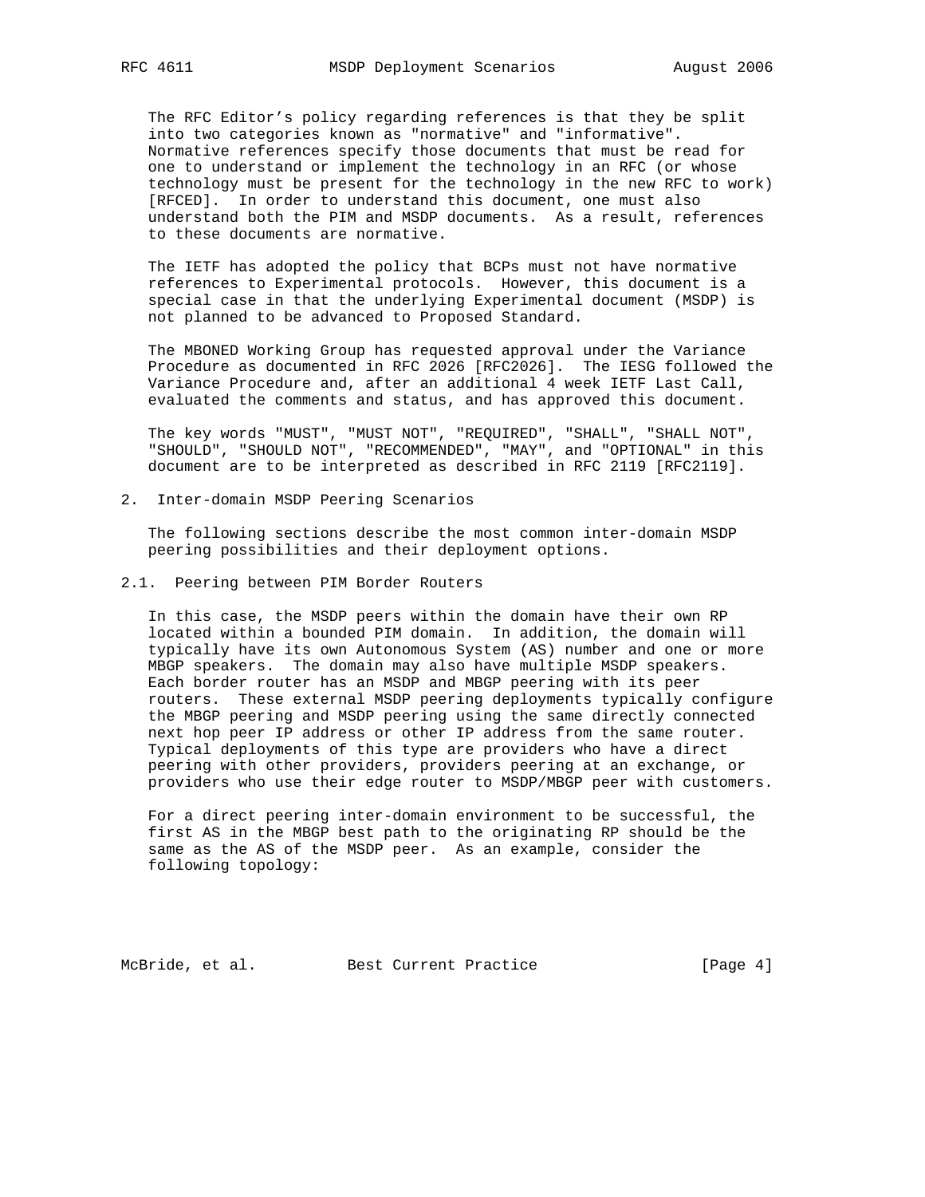The RFC Editor's policy regarding references is that they be split into two categories known as "normative" and "informative". Normative references specify those documents that must be read for one to understand or implement the technology in an RFC (or whose technology must be present for the technology in the new RFC to work) [RFCED]. In order to understand this document, one must also understand both the PIM and MSDP documents. As a result, references to these documents are normative.

The IETF has adopted the policy that BCPs must not have normative references to Experimental protocols. However, this document is a special case in that the underlying Experimental document (MSDP) is not planned to be advanced to Proposed Standard.

The MBONED Working Group has requested approval under the Variance Procedure as documented in RFC 2026 [RFC2026]. The IESG followed the Variance Procedure and, after an additional 4 week IETF Last Call, evaluated the comments and status, and has approved this document.

The key words "MUST", "MUST NOT", "REQUIRED", "SHALL", "SHALL NOT", "SHOULD", "SHOULD NOT", "RECOMMENDED", "MAY", and "OPTIONAL" in this document are to be interpreted as described in RFC 2119 [RFC2119].

## 2. Inter-domain MSDP Peering Scenarios

The following sections describe the most common inter-domain MSDP peering possibilities and their deployment options.

### 2.1. Peering between PIM Border Routers

In this case, the MSDP peers within the domain have their own RP located within a bounded PIM domain. In addition, the domain will typically have its own Autonomous System (AS) number and one or more MBGP speakers. The domain may also have multiple MSDP speakers. Each border router has an MSDP and MBGP peering with its peer routers. These external MSDP peering deployments typically configure the MBGP peering and MSDP peering using the same directly connected next hop peer IP address or other IP address from the same router. Typical deployments of this type are providers who have a direct peering with other providers, providers peering at an exchange, or providers who use their edge router to MSDP/MBGP peer with customers.

For a direct peering inter-domain environment to be successful, the first AS in the MBGP best path to the originating RP should be the same as the AS of the MSDP peer. As an example, consider the following topology: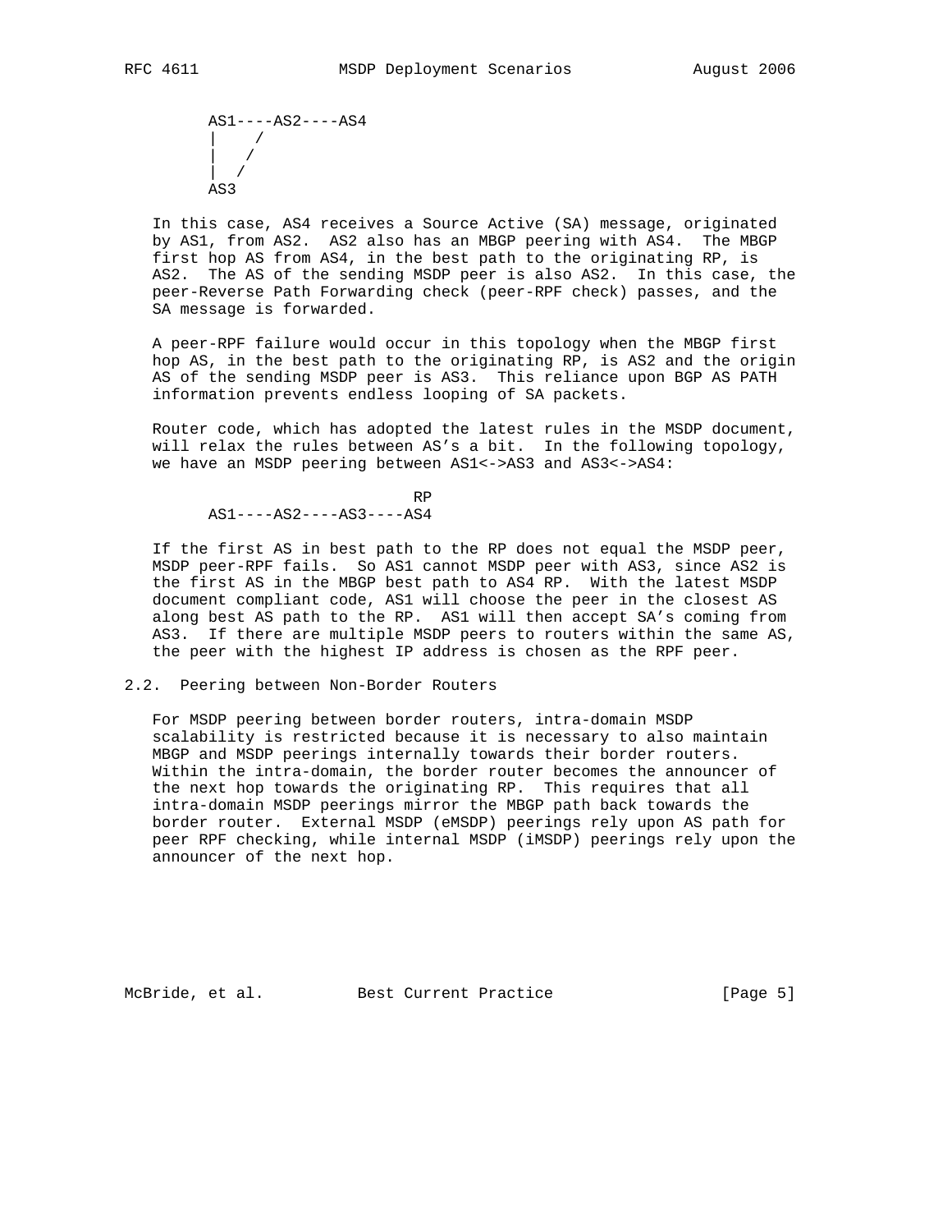```
AS1----AS2----AS4
|    /
|   /
|  /
AS3
```

In this case, AS4 receives a Source Active (SA) message, originated by AS1, from AS2. AS2 also has an MBGP peering with AS4. The MBGP first hop AS from AS4, in the best path to the originating RP, is AS2. The AS of the sending MSDP peer is also AS2. In this case, the peer-Reverse Path Forwarding check (peer-RPF check) passes, and the SA message is forwarded.

A peer-RPF failure would occur in this topology when the MBGP first hop AS, in the best path to the originating RP, is AS2 and the origin AS of the sending MSDP peer is AS3. This reliance upon BGP AS PATH information prevents endless looping of SA packets.

Router code, which has adopted the latest rules in the MSDP document, will relax the rules between AS's a bit. In the following topology, we have an MSDP peering between AS1<->AS3 and AS3<->AS4:

```
                         RP
AS1----AS2----AS3----AS4
```

If the first AS in best path to the RP does not equal the MSDP peer, MSDP peer-RPF fails. So AS1 cannot MSDP peer with AS3, since AS2 is the first AS in the MBGP best path to AS4 RP. With the latest MSDP document compliant code, AS1 will choose the peer in the closest AS along best AS path to the RP. AS1 will then accept SA's coming from AS3. If there are multiple MSDP peers to routers within the same AS, the peer with the highest IP address is chosen as the RPF peer.

## 2.2. Peering between Non-Border Routers

For MSDP peering between border routers, intra-domain MSDP scalability is restricted because it is necessary to also maintain MBGP and MSDP peerings internally towards their border routers. Within the intra-domain, the border router becomes the announcer of the next hop towards the originating RP. This requires that all intra-domain MSDP peerings mirror the MBGP path back towards the border router. External MSDP (eMSDP) peerings rely upon AS path for peer RPF checking, while internal MSDP (iMSDP) peerings rely upon the announcer of the next hop.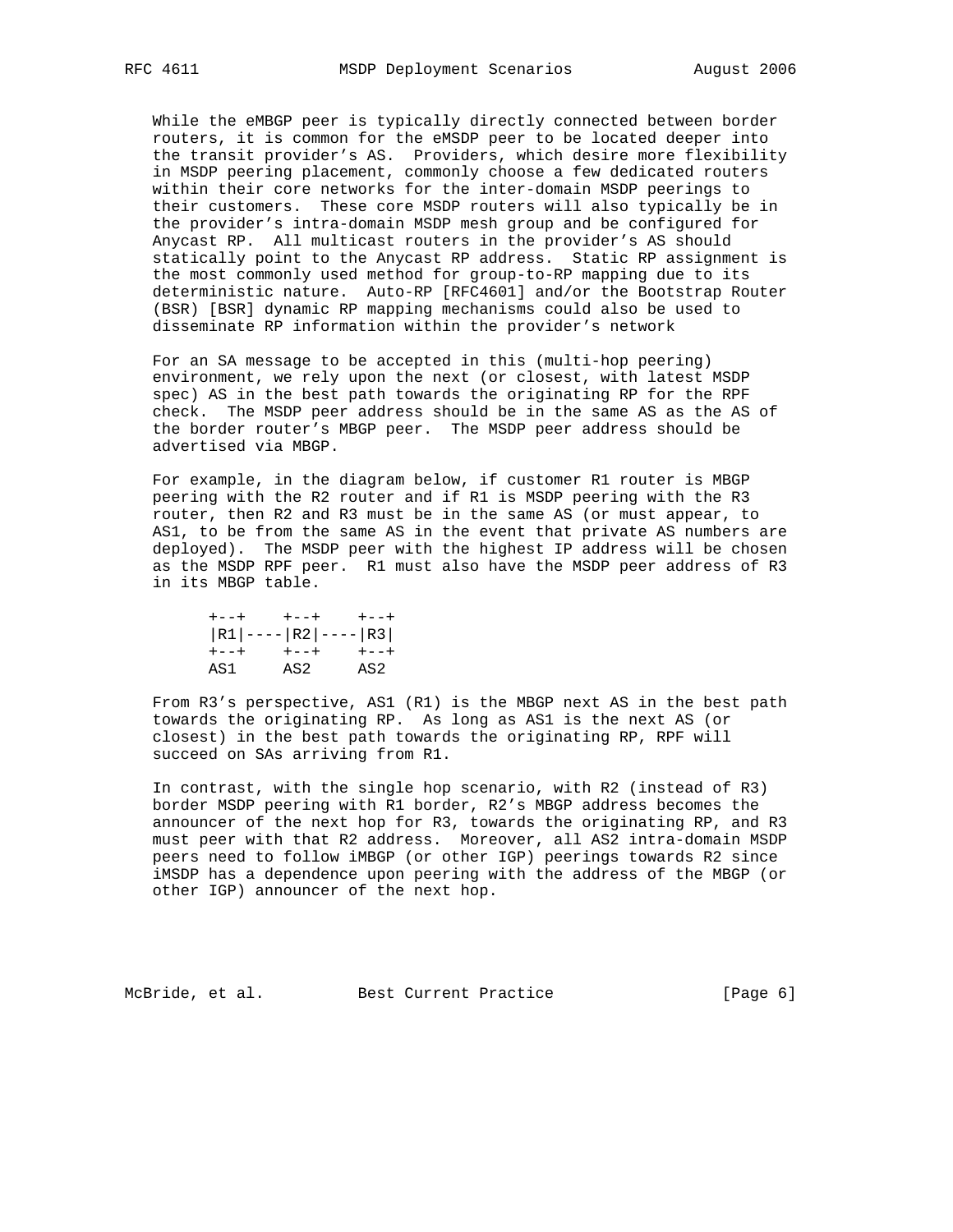While the eMBGP peer is typically directly connected between border routers, it is common for the eMSDP peer to be located deeper into the transit provider's AS. Providers, which desire more flexibility in MSDP peering placement, commonly choose a few dedicated routers within their core networks for the inter-domain MSDP peerings to their customers. These core MSDP routers will also typically be in the provider's intra-domain MSDP mesh group and be configured for Anycast RP. All multicast routers in the provider's AS should statically point to the Anycast RP address. Static RP assignment is the most commonly used method for group-to-RP mapping due to its deterministic nature. Auto-RP [RFC4601] and/or the Bootstrap Router (BSR) [BSR] dynamic RP mapping mechanisms could also be used to disseminate RP information within the provider's network

For an SA message to be accepted in this (multi-hop peering) environment, we rely upon the next (or closest, with latest MSDP spec) AS in the best path towards the originating RP for the RPF check. The MSDP peer address should be in the same AS as the AS of the border router's MBGP peer. The MSDP peer address should be advertised via MBGP.

For example, in the diagram below, if customer R1 router is MBGP peering with the R2 router and if R1 is MSDP peering with the R3 router, then R2 and R3 must be in the same AS (or must appear, to AS1, to be from the same AS in the event that private AS numbers are deployed). The MSDP peer with the highest IP address will be chosen as the MSDP RPF peer. R1 must also have the MSDP peer address of R3 in its MBGP table.

```
+--+    +--+    +--+
|R1|----|R2|----|R3|
+--+    +--+    +--+
AS1     AS2     AS2
```

From R3's perspective, AS1 (R1) is the MBGP next AS in the best path towards the originating RP. As long as AS1 is the next AS (or closest) in the best path towards the originating RP, RPF will succeed on SAs arriving from R1.

In contrast, with the single hop scenario, with R2 (instead of R3) border MSDP peering with R1 border, R2's MBGP address becomes the announcer of the next hop for R3, towards the originating RP, and R3 must peer with that R2 address. Moreover, all AS2 intra-domain MSDP peers need to follow iMBGP (or other IGP) peerings towards R2 since iMSDP has a dependence upon peering with the address of the MBGP (or other IGP) announcer of the next hop.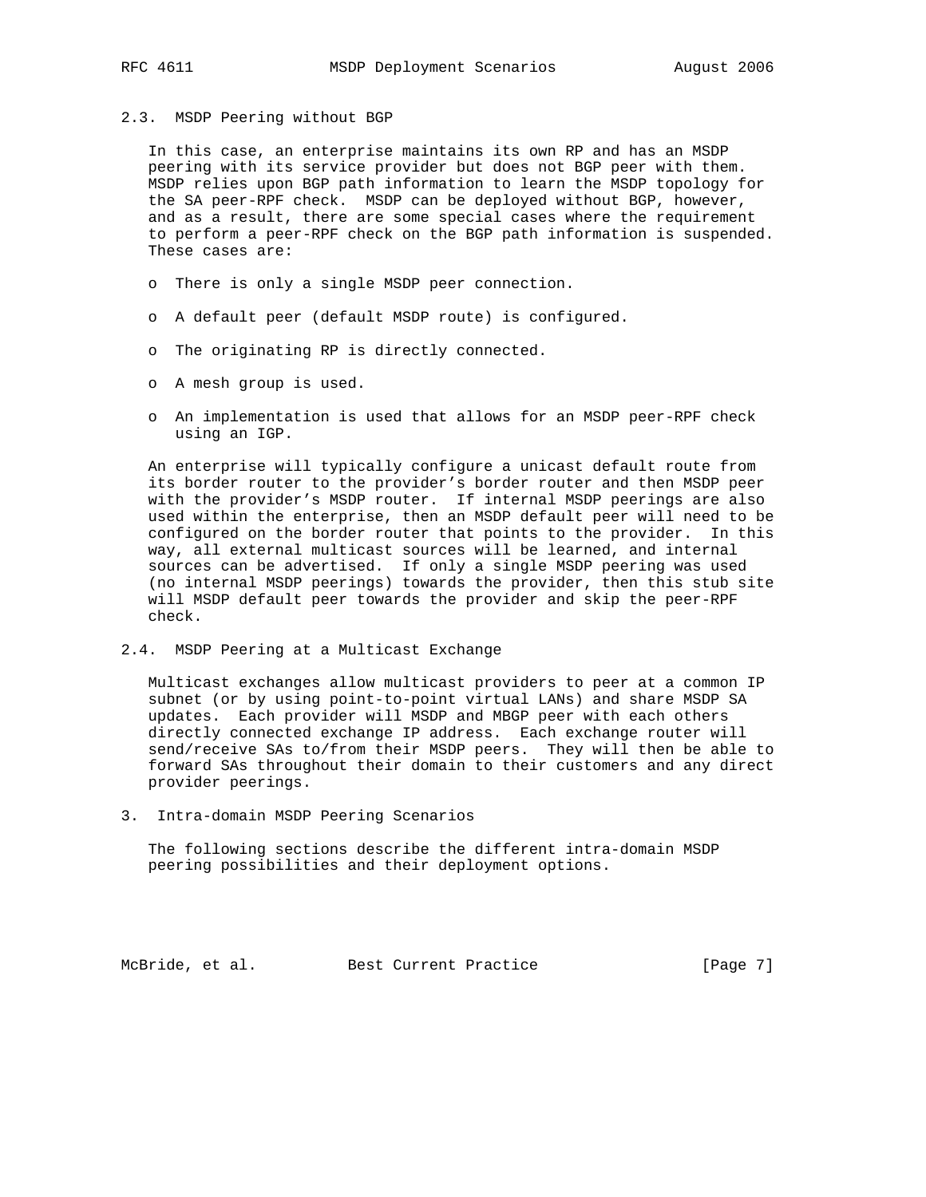### 2.3. MSDP Peering without BGP

In this case, an enterprise maintains its own RP and has an MSDP peering with its service provider but does not BGP peer with them. MSDP relies upon BGP path information to learn the MSDP topology for the SA peer-RPF check. MSDP can be deployed without BGP, however, and as a result, there are some special cases where the requirement to perform a peer-RPF check on the BGP path information is suspended. These cases are:

- There is only a single MSDP peer connection.
- A default peer (default MSDP route) is configured.
- The originating RP is directly connected.
- A mesh group is used.
- An implementation is used that allows for an MSDP peer-RPF check using an IGP.

An enterprise will typically configure a unicast default route from its border router to the provider's border router and then MSDP peer with the provider's MSDP router. If internal MSDP peerings are also used within the enterprise, then an MSDP default peer will need to be configured on the border router that points to the provider. In this way, all external multicast sources will be learned, and internal sources can be advertised. If only a single MSDP peering was used (no internal MSDP peerings) towards the provider, then this stub site will MSDP default peer towards the provider and skip the peer-RPF check.

### 2.4. MSDP Peering at a Multicast Exchange

Multicast exchanges allow multicast providers to peer at a common IP subnet (or by using point-to-point virtual LANs) and share MSDP SA updates. Each provider will MSDP and MBGP peer with each others directly connected exchange IP address. Each exchange router will send/receive SAs to/from their MSDP peers. They will then be able to forward SAs throughout their domain to their customers and any direct provider peerings.

## 3. Intra-domain MSDP Peering Scenarios

The following sections describe the different intra-domain MSDP peering possibilities and their deployment options.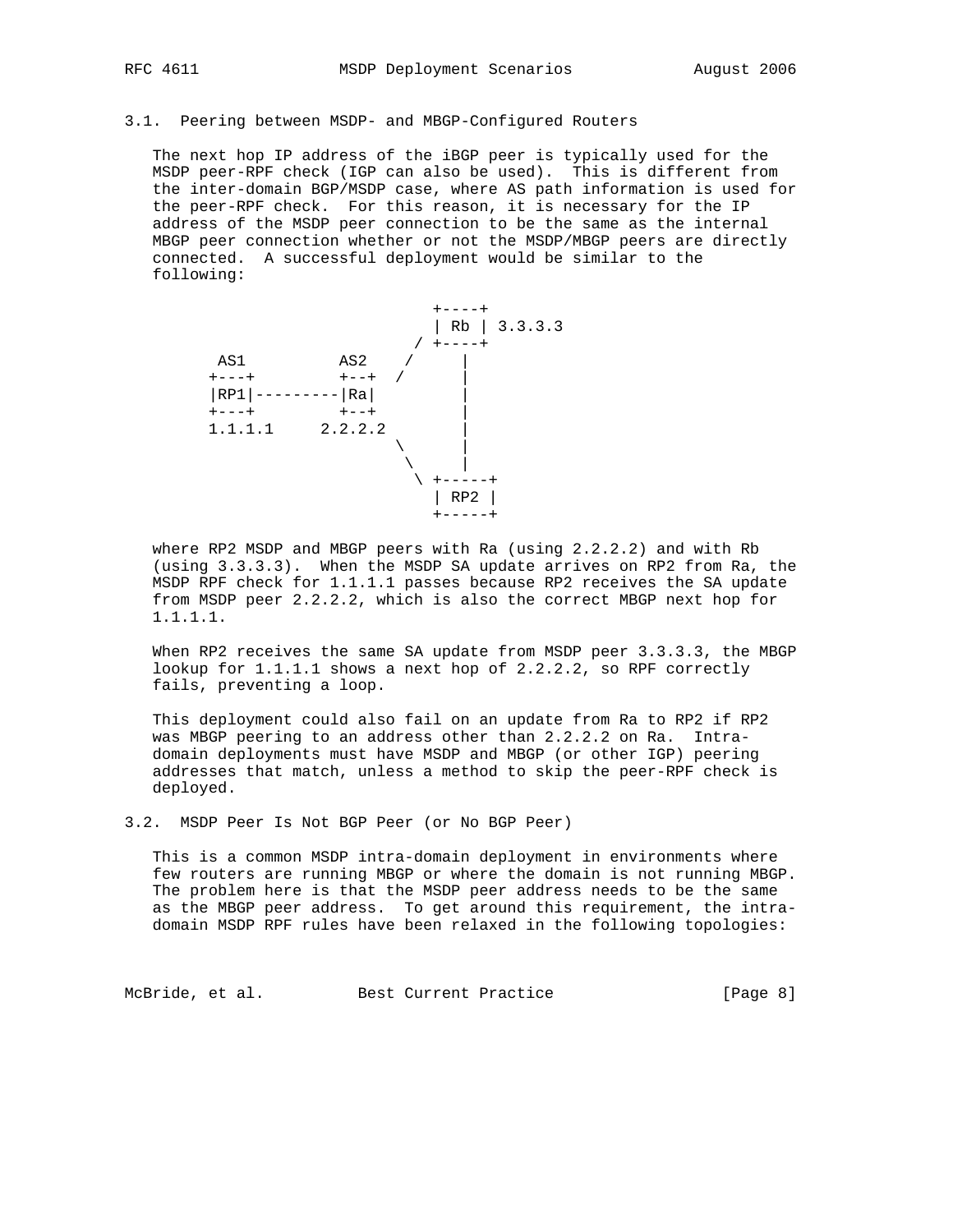### 3.1. Peering between MSDP- and MBGP-Configured Routers

The next hop IP address of the iBGP peer is typically used for the MSDP peer-RPF check (IGP can also be used). This is different from the inter-domain BGP/MSDP case, where AS path information is used for the peer-RPF check. For this reason, it is necessary for the IP address of the MSDP peer connection to be the same as the internal MBGP peer connection whether or not the MSDP/MBGP peers are directly connected. A successful deployment would be similar to the following:

```
                                +----+
                                | Rb | 3.3.3.3
                              / +----+
       AS1          AS2     /     |
      +---+         +--+  /       |
      |RP1|---------|Ra|          |
      +---+         +--+          |
      1.1.1.1     2.2.2.2         |
                           \      |
                            \     |
                             \ +-----+
                               | RP2 |
                               +-----+
```

where RP2 MSDP and MBGP peers with Ra (using 2.2.2.2) and with Rb (using 3.3.3.3). When the MSDP SA update arrives on RP2 from Ra, the MSDP RPF check for 1.1.1.1 passes because RP2 receives the SA update from MSDP peer 2.2.2.2, which is also the correct MBGP next hop for 1.1.1.1.

When RP2 receives the same SA update from MSDP peer 3.3.3.3, the MBGP lookup for 1.1.1.1 shows a next hop of 2.2.2.2, so RPF correctly fails, preventing a loop.

This deployment could also fail on an update from Ra to RP2 if RP2 was MBGP peering to an address other than 2.2.2.2 on Ra. Intra-domain deployments must have MSDP and MBGP (or other IGP) peering addresses that match, unless a method to skip the peer-RPF check is deployed.

### 3.2. MSDP Peer Is Not BGP Peer (or No BGP Peer)

This is a common MSDP intra-domain deployment in environments where few routers are running MBGP or where the domain is not running MBGP. The problem here is that the MSDP peer address needs to be the same as the MBGP peer address. To get around this requirement, the intra-domain MSDP RPF rules have been relaxed in the following topologies: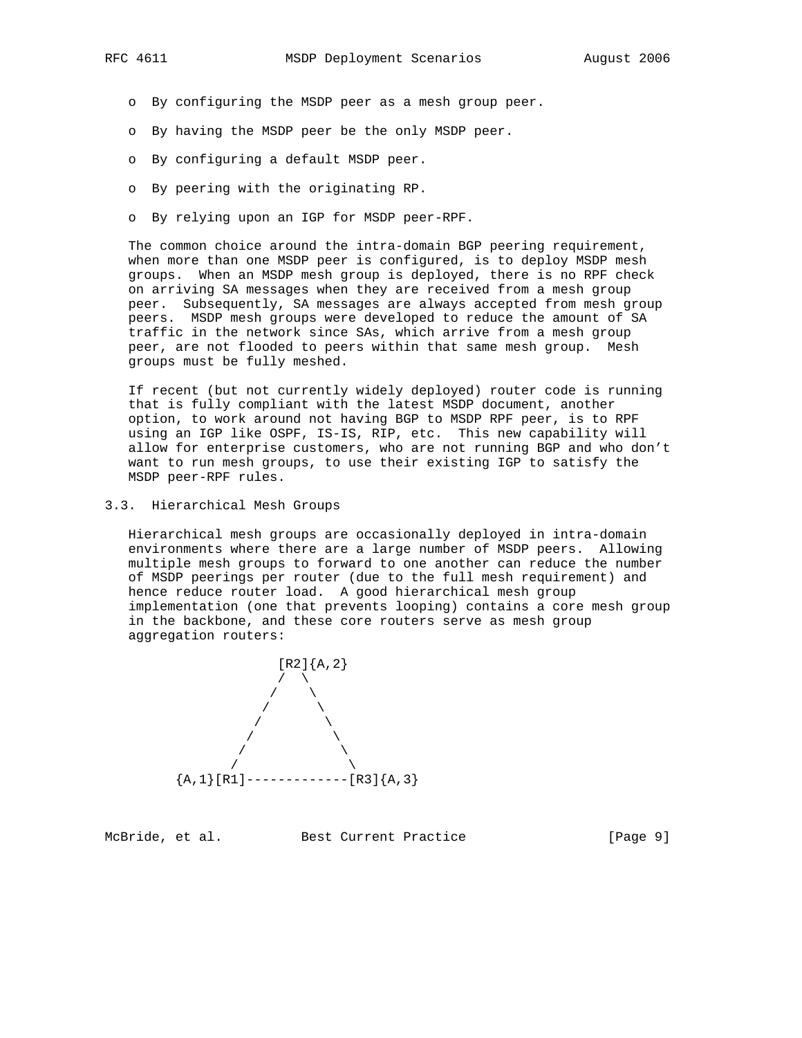- By configuring the MSDP peer as a mesh group peer.
- By having the MSDP peer be the only MSDP peer.
- By configuring a default MSDP peer.
- By peering with the originating RP.
- By relying upon an IGP for MSDP peer-RPF.

The common choice around the intra-domain BGP peering requirement, when more than one MSDP peer is configured, is to deploy MSDP mesh groups. When an MSDP mesh group is deployed, there is no RPF check on arriving SA messages when they are received from a mesh group peer. Subsequently, SA messages are always accepted from mesh group peers. MSDP mesh groups were developed to reduce the amount of SA traffic in the network since SAs, which arrive from a mesh group peer, are not flooded to peers within that same mesh group. Mesh groups must be fully meshed.

If recent (but not currently widely deployed) router code is running that is fully compliant with the latest MSDP document, another option, to work around not having BGP to MSDP RPF peer, is to RPF using an IGP like OSPF, IS-IS, RIP, etc. This new capability will allow for enterprise customers, who are not running BGP and who don't want to run mesh groups, to use their existing IGP to satisfy the MSDP peer-RPF rules.

## 3.3. Hierarchical Mesh Groups

Hierarchical mesh groups are occasionally deployed in intra-domain environments where there are a large number of MSDP peers. Allowing multiple mesh groups to forward to one another can reduce the number of MSDP peerings per router (due to the full mesh requirement) and hence reduce router load. A good hierarchical mesh group implementation (one that prevents looping) contains a core mesh group in the backbone, and these core routers serve as mesh group aggregation routers:

```
                 [R2]{A,2}
                  /  \
                 /    \
                /      \
               /        \
              /          \
             /            \
            /              \
   {A,1}[R1]-------------[R3]{A,3}
```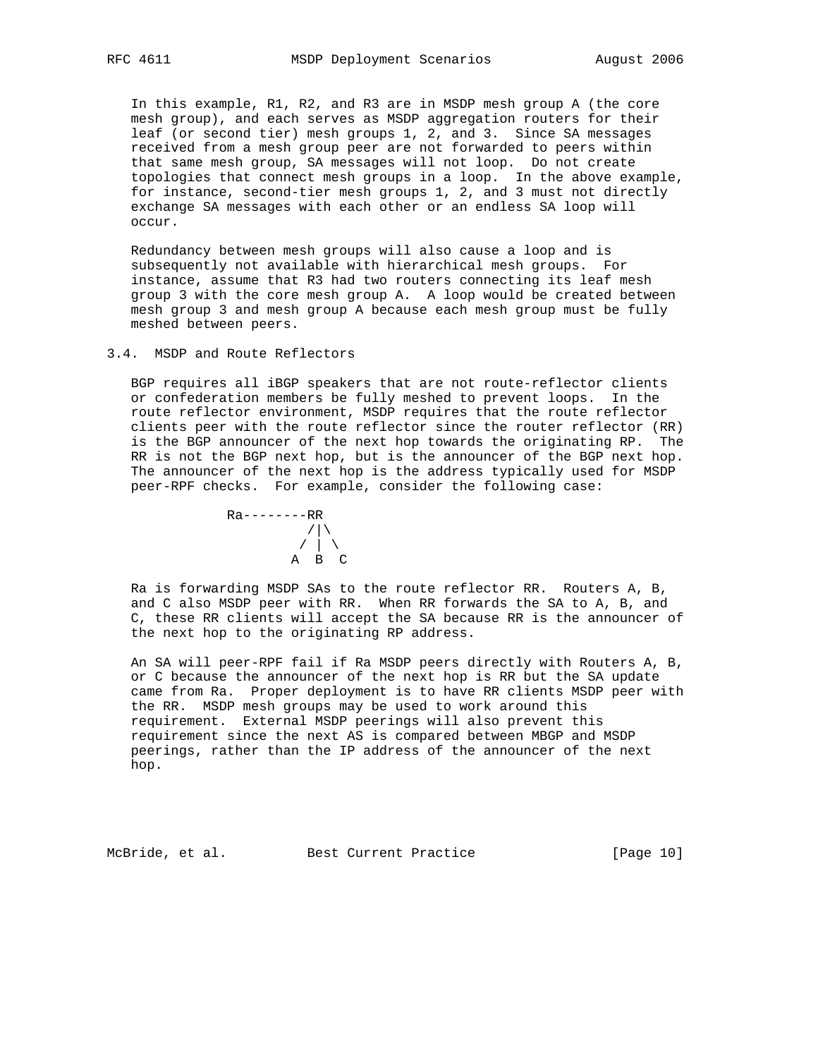In this example, R1, R2, and R3 are in MSDP mesh group A (the core mesh group), and each serves as MSDP aggregation routers for their leaf (or second tier) mesh groups 1, 2, and 3. Since SA messages received from a mesh group peer are not forwarded to peers within that same mesh group, SA messages will not loop. Do not create topologies that connect mesh groups in a loop. In the above example, for instance, second-tier mesh groups 1, 2, and 3 must not directly exchange SA messages with each other or an endless SA loop will occur.

Redundancy between mesh groups will also cause a loop and is subsequently not available with hierarchical mesh groups. For instance, assume that R3 had two routers connecting its leaf mesh group 3 with the core mesh group A. A loop would be created between mesh group 3 and mesh group A because each mesh group must be fully meshed between peers.

### 3.4. MSDP and Route Reflectors

BGP requires all iBGP speakers that are not route-reflector clients or confederation members be fully meshed to prevent loops. In the route reflector environment, MSDP requires that the route reflector clients peer with the route reflector since the router reflector (RR) is the BGP announcer of the next hop towards the originating RP. The RR is not the BGP next hop, but is the announcer of the BGP next hop. The announcer of the next hop is the address typically used for MSDP peer-RPF checks. For example, consider the following case:

```
Ra--------RR
         /|\
        / | \
       A  B  C
```

Ra is forwarding MSDP SAs to the route reflector RR. Routers A, B, and C also MSDP peer with RR. When RR forwards the SA to A, B, and C, these RR clients will accept the SA because RR is the announcer of the next hop to the originating RP address.

An SA will peer-RPF fail if Ra MSDP peers directly with Routers A, B, or C because the announcer of the next hop is RR but the SA update came from Ra. Proper deployment is to have RR clients MSDP peer with the RR. MSDP mesh groups may be used to work around this requirement. External MSDP peerings will also prevent this requirement since the next AS is compared between MBGP and MSDP peerings, rather than the IP address of the announcer of the next hop.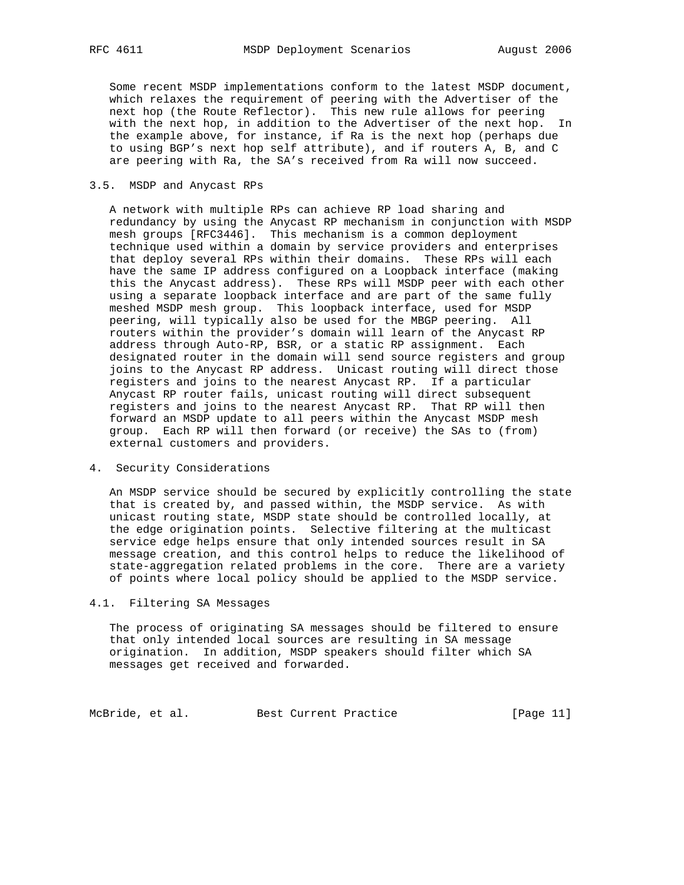Some recent MSDP implementations conform to the latest MSDP document, which relaxes the requirement of peering with the Advertiser of the next hop (the Route Reflector). This new rule allows for peering with the next hop, in addition to the Advertiser of the next hop. In the example above, for instance, if Ra is the next hop (perhaps due to using BGP's next hop self attribute), and if routers A, B, and C are peering with Ra, the SA's received from Ra will now succeed.

### 3.5. MSDP and Anycast RPs

A network with multiple RPs can achieve RP load sharing and redundancy by using the Anycast RP mechanism in conjunction with MSDP mesh groups [RFC3446]. This mechanism is a common deployment technique used within a domain by service providers and enterprises that deploy several RPs within their domains. These RPs will each have the same IP address configured on a Loopback interface (making this the Anycast address). These RPs will MSDP peer with each other using a separate loopback interface and are part of the same fully meshed MSDP mesh group. This loopback interface, used for MSDP peering, will typically also be used for the MBGP peering. All routers within the provider's domain will learn of the Anycast RP address through Auto-RP, BSR, or a static RP assignment. Each designated router in the domain will send source registers and group joins to the Anycast RP address. Unicast routing will direct those registers and joins to the nearest Anycast RP. If a particular Anycast RP router fails, unicast routing will direct subsequent registers and joins to the nearest Anycast RP. That RP will then forward an MSDP update to all peers within the Anycast MSDP mesh group. Each RP will then forward (or receive) the SAs to (from) external customers and providers.

## 4. Security Considerations

An MSDP service should be secured by explicitly controlling the state that is created by, and passed within, the MSDP service. As with unicast routing state, MSDP state should be controlled locally, at the edge origination points. Selective filtering at the multicast service edge helps ensure that only intended sources result in SA message creation, and this control helps to reduce the likelihood of state-aggregation related problems in the core. There are a variety of points where local policy should be applied to the MSDP service.

### 4.1. Filtering SA Messages

The process of originating SA messages should be filtered to ensure that only intended local sources are resulting in SA message origination. In addition, MSDP speakers should filter which SA messages get received and forwarded.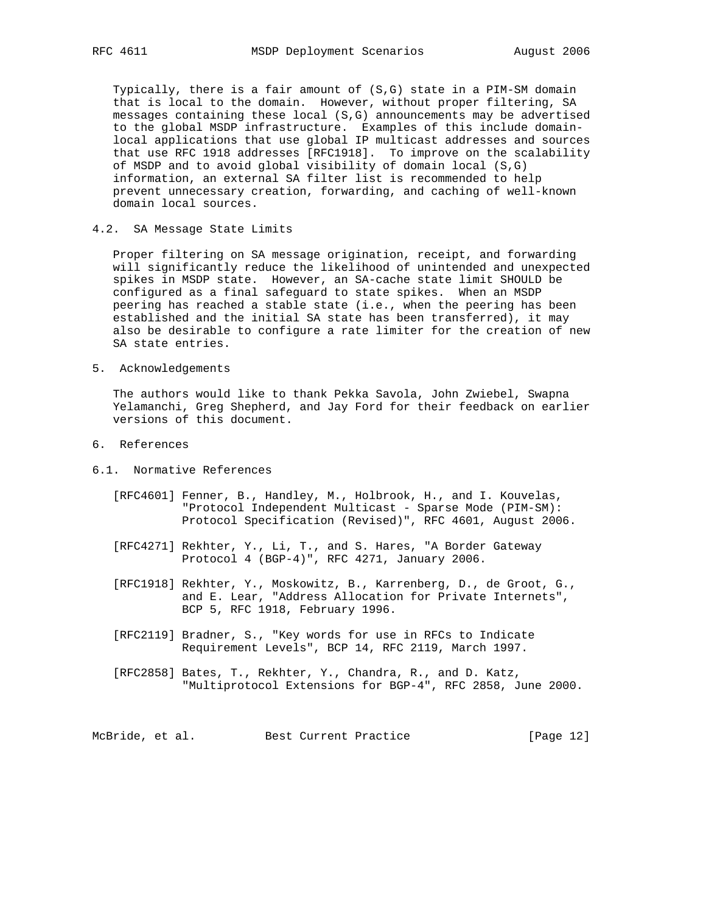Typically, there is a fair amount of (S,G) state in a PIM-SM domain that is local to the domain. However, without proper filtering, SA messages containing these local (S,G) announcements may be advertised to the global MSDP infrastructure. Examples of this include domain-local applications that use global IP multicast addresses and sources that use RFC 1918 addresses [RFC1918]. To improve on the scalability of MSDP and to avoid global visibility of domain local (S,G) information, an external SA filter list is recommended to help prevent unnecessary creation, forwarding, and caching of well-known domain local sources.

### 4.2. SA Message State Limits

Proper filtering on SA message origination, receipt, and forwarding will significantly reduce the likelihood of unintended and unexpected spikes in MSDP state. However, an SA-cache state limit SHOULD be configured as a final safeguard to state spikes. When an MSDP peering has reached a stable state (i.e., when the peering has been established and the initial SA state has been transferred), it may also be desirable to configure a rate limiter for the creation of new SA state entries.

## 5. Acknowledgements

The authors would like to thank Pekka Savola, John Zwiebel, Swapna Yelamanchi, Greg Shepherd, and Jay Ford for their feedback on earlier versions of this document.

## 6. References

### 6.1. Normative References

[RFC4601] Fenner, B., Handley, M., Holbrook, H., and I. Kouvelas, "Protocol Independent Multicast - Sparse Mode (PIM-SM): Protocol Specification (Revised)", RFC 4601, August 2006.

[RFC4271] Rekhter, Y., Li, T., and S. Hares, "A Border Gateway Protocol 4 (BGP-4)", RFC 4271, January 2006.

[RFC1918] Rekhter, Y., Moskowitz, B., Karrenberg, D., de Groot, G., and E. Lear, "Address Allocation for Private Internets", BCP 5, RFC 1918, February 1996.

[RFC2119] Bradner, S., "Key words for use in RFCs to Indicate Requirement Levels", BCP 14, RFC 2119, March 1997.

[RFC2858] Bates, T., Rekhter, Y., Chandra, R., and D. Katz, "Multiprotocol Extensions for BGP-4", RFC 2858, June 2000.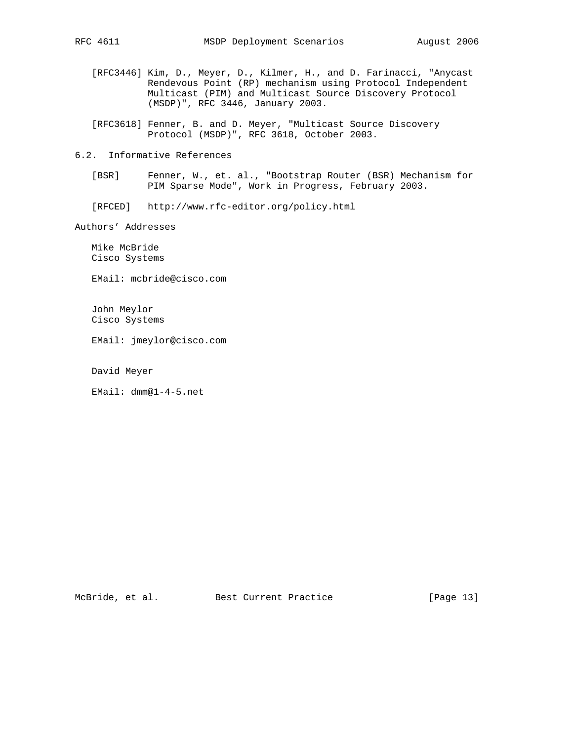[RFC3446] Kim, D., Meyer, D., Kilmer, H., and D. Farinacci, "Anycast Rendevous Point (RP) mechanism using Protocol Independent Multicast (PIM) and Multicast Source Discovery Protocol (MSDP)", RFC 3446, January 2003.

[RFC3618] Fenner, B. and D. Meyer, "Multicast Source Discovery Protocol (MSDP)", RFC 3618, October 2003.

## 6.2. Informative References

[BSR] Fenner, W., et. al., "Bootstrap Router (BSR) Mechanism for PIM Sparse Mode", Work in Progress, February 2003.

[RFCED] http://www.rfc-editor.org/policy.html

## Authors' Addresses

Mike McBride
Cisco Systems

EMail: mcbride@cisco.com

John Meylor
Cisco Systems

EMail: jmeylor@cisco.com

David Meyer

EMail: dmm@1-4-5.net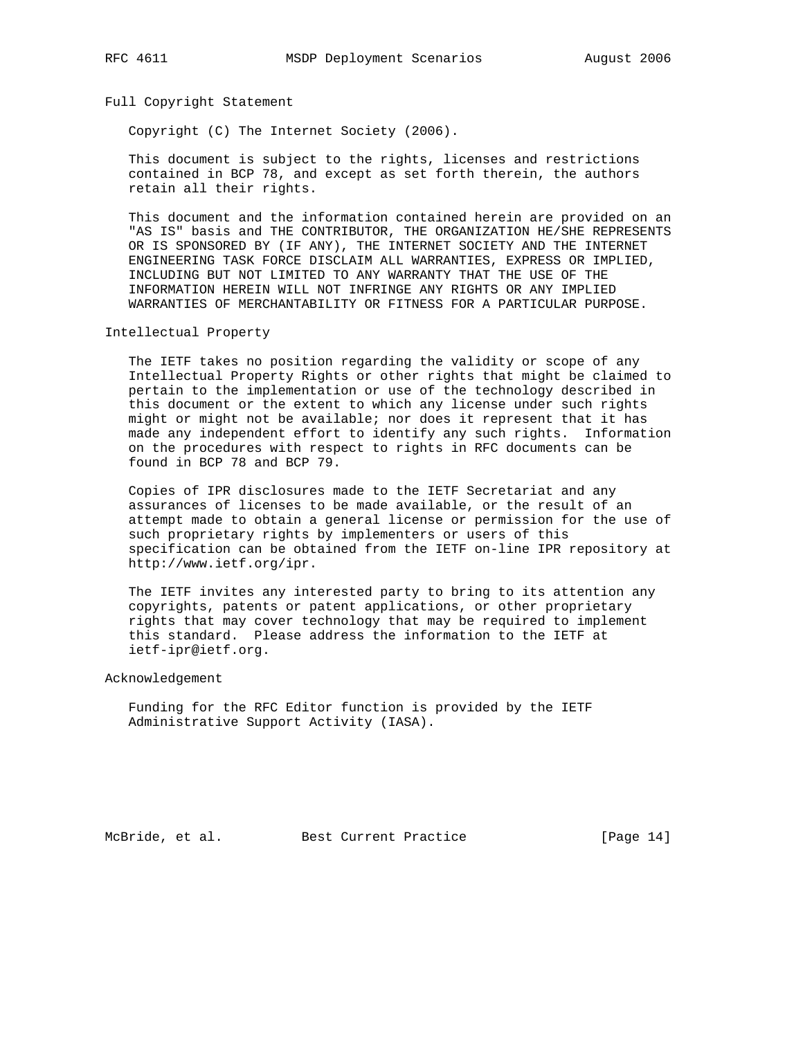## Full Copyright Statement

Copyright (C) The Internet Society (2006).

This document is subject to the rights, licenses and restrictions contained in BCP 78, and except as set forth therein, the authors retain all their rights.

This document and the information contained herein are provided on an "AS IS" basis and THE CONTRIBUTOR, THE ORGANIZATION HE/SHE REPRESENTS OR IS SPONSORED BY (IF ANY), THE INTERNET SOCIETY AND THE INTERNET ENGINEERING TASK FORCE DISCLAIM ALL WARRANTIES, EXPRESS OR IMPLIED, INCLUDING BUT NOT LIMITED TO ANY WARRANTY THAT THE USE OF THE INFORMATION HEREIN WILL NOT INFRINGE ANY RIGHTS OR ANY IMPLIED WARRANTIES OF MERCHANTABILITY OR FITNESS FOR A PARTICULAR PURPOSE.

## Intellectual Property

The IETF takes no position regarding the validity or scope of any Intellectual Property Rights or other rights that might be claimed to pertain to the implementation or use of the technology described in this document or the extent to which any license under such rights might or might not be available; nor does it represent that it has made any independent effort to identify any such rights. Information on the procedures with respect to rights in RFC documents can be found in BCP 78 and BCP 79.

Copies of IPR disclosures made to the IETF Secretariat and any assurances of licenses to be made available, or the result of an attempt made to obtain a general license or permission for the use of such proprietary rights by implementers or users of this specification can be obtained from the IETF on-line IPR repository at http://www.ietf.org/ipr.

The IETF invites any interested party to bring to its attention any copyrights, patents or patent applications, or other proprietary rights that may cover technology that may be required to implement this standard. Please address the information to the IETF at ietf-ipr@ietf.org.

## Acknowledgement

Funding for the RFC Editor function is provided by the IETF Administrative Support Activity (IASA).